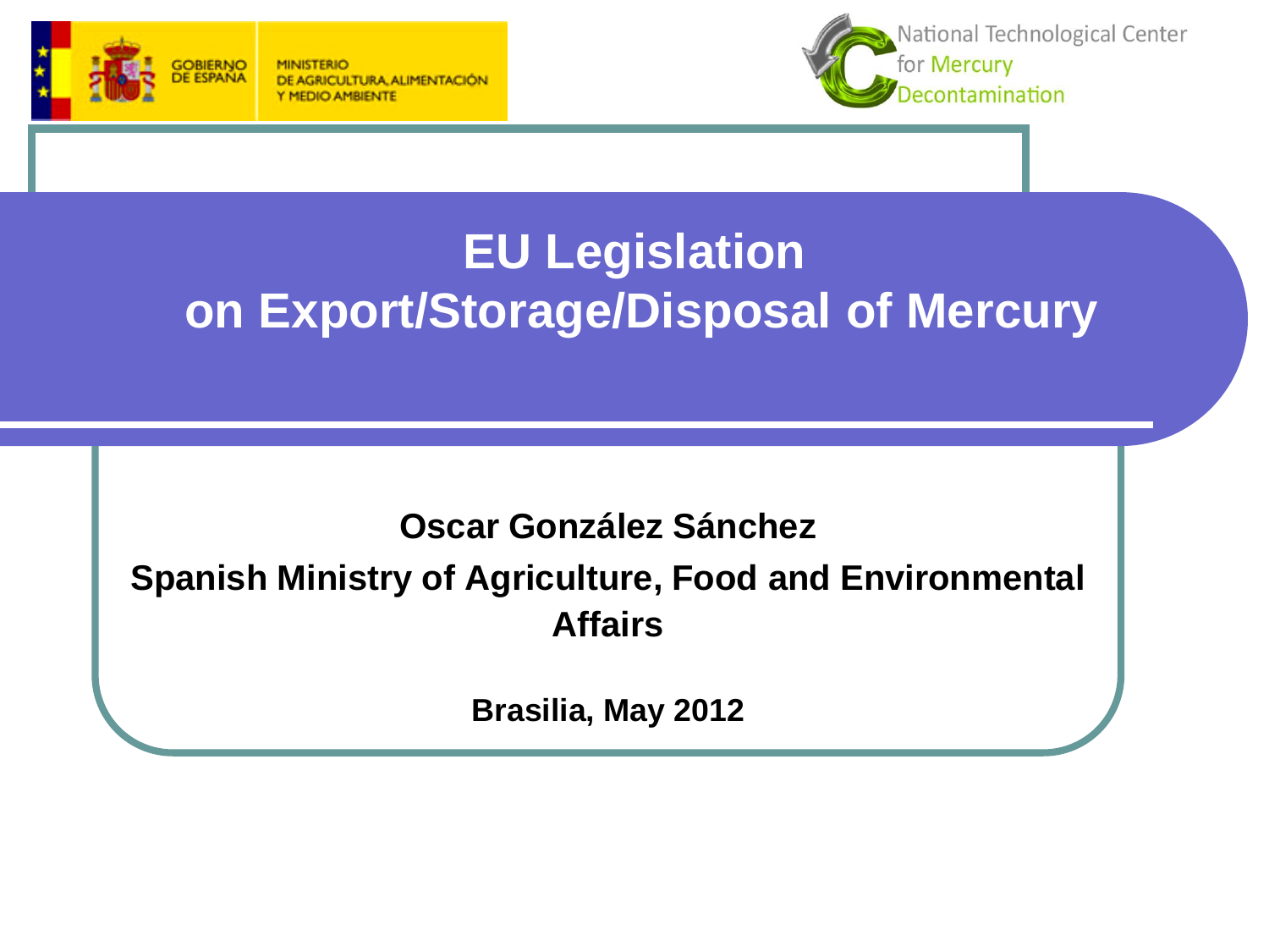GOBIERNO DE ESPAÑA

MINISTERIO DE AGRICULTURA, ALIMENTACIÓN Y MEDIO AMBIENTE

National Technological Center for Mercury Decontamination

# EU Legislation on Export/Storage/Disposal of Mercury

**Oscar González Sánchez**

**Spanish Ministry of Agriculture, Food and Environmental Affairs**

**Brasilia, May 2012**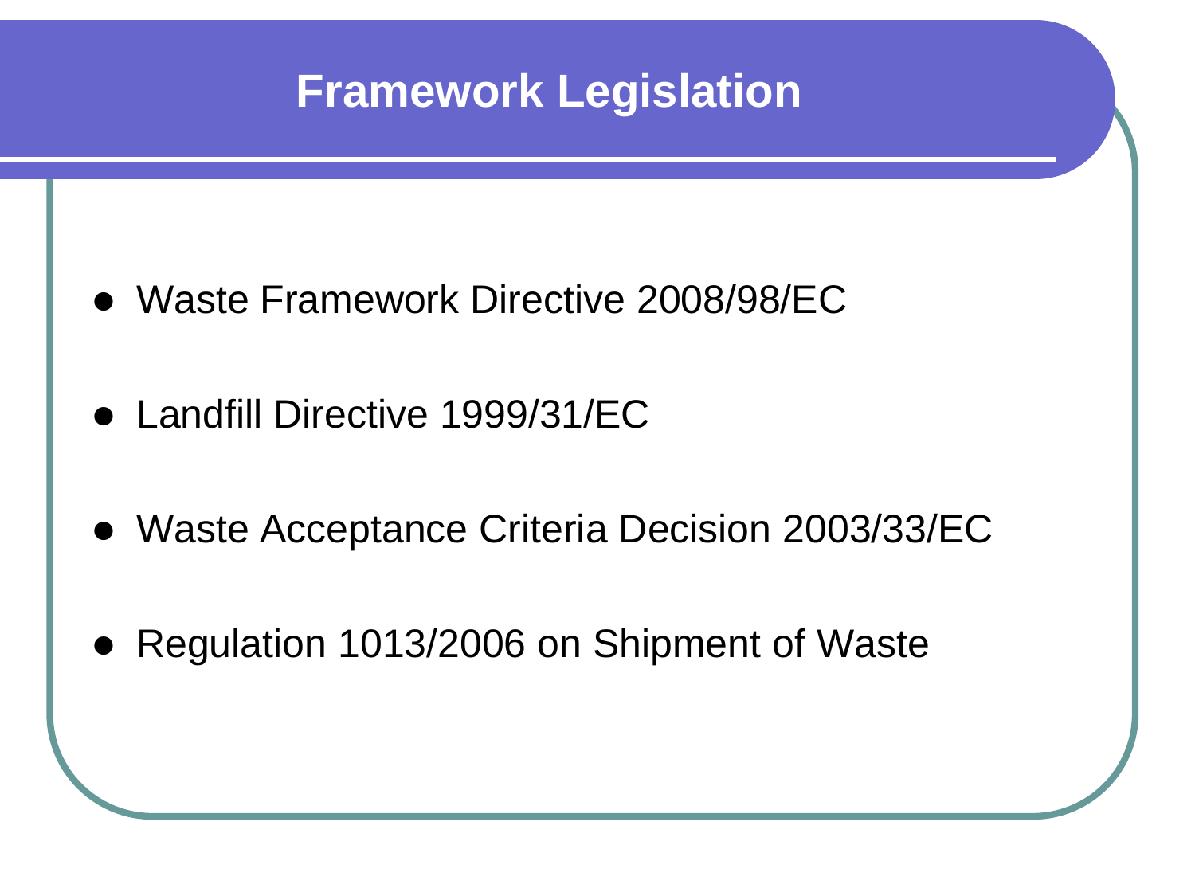# Framework Legislation

- Waste Framework Directive 2008/98/EC
- Landfill Directive 1999/31/EC
- Waste Acceptance Criteria Decision 2003/33/EC
- Regulation 1013/2006 on Shipment of Waste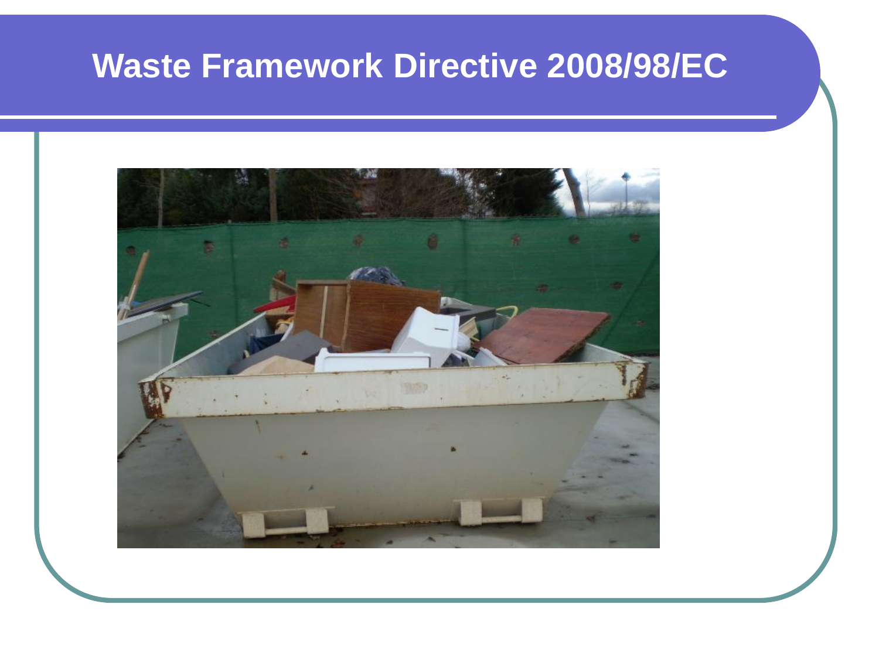# Waste Framework Directive 2008/98/EC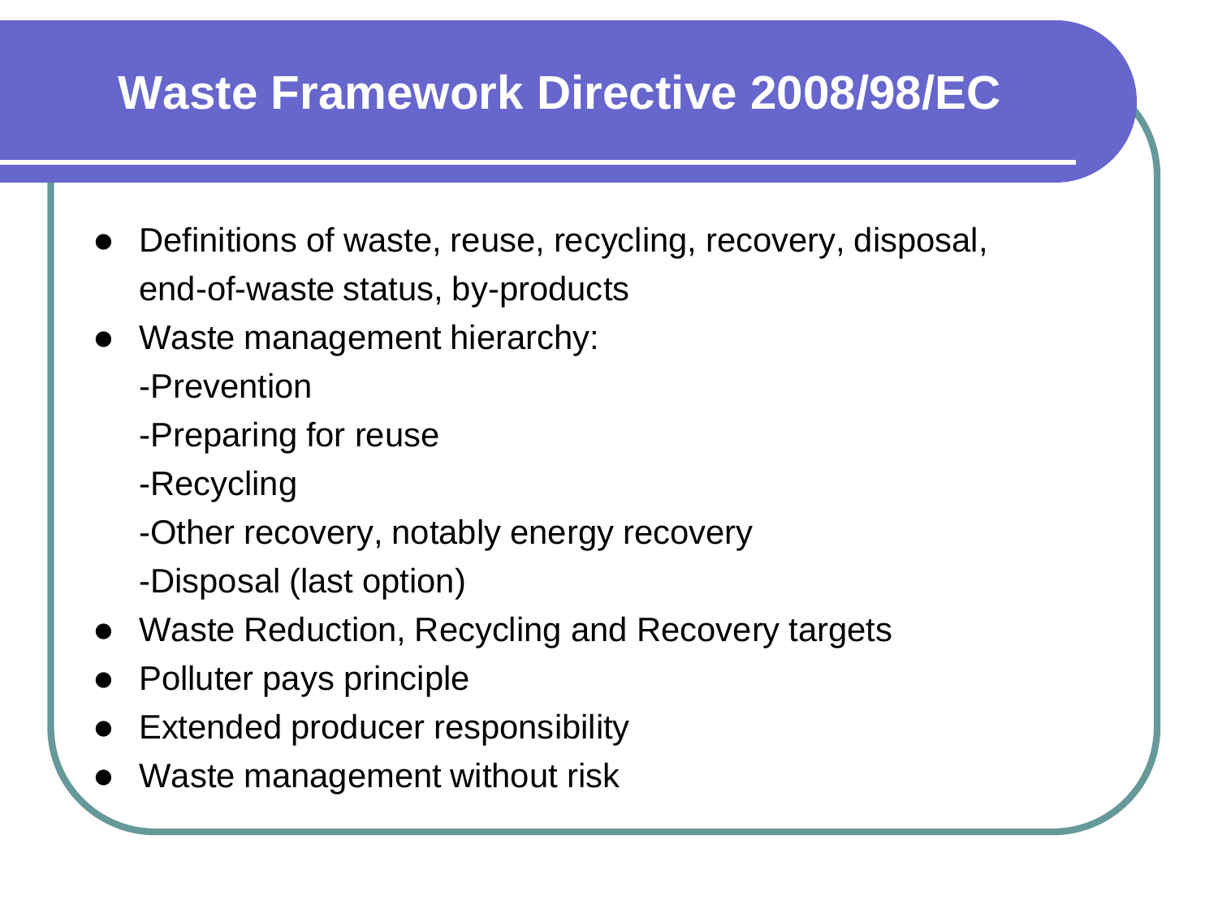# Waste Framework Directive 2008/98/EC

- Definitions of waste, reuse, recycling, recovery, disposal, end-of-waste status, by-products
- Waste management hierarchy:
  - -Prevention
  - -Preparing for reuse
  - -Recycling
  - -Other recovery, notably energy recovery
  - -Disposal (last option)
- Waste Reduction, Recycling and Recovery targets
- Polluter pays principle
- Extended producer responsibility
- Waste management without risk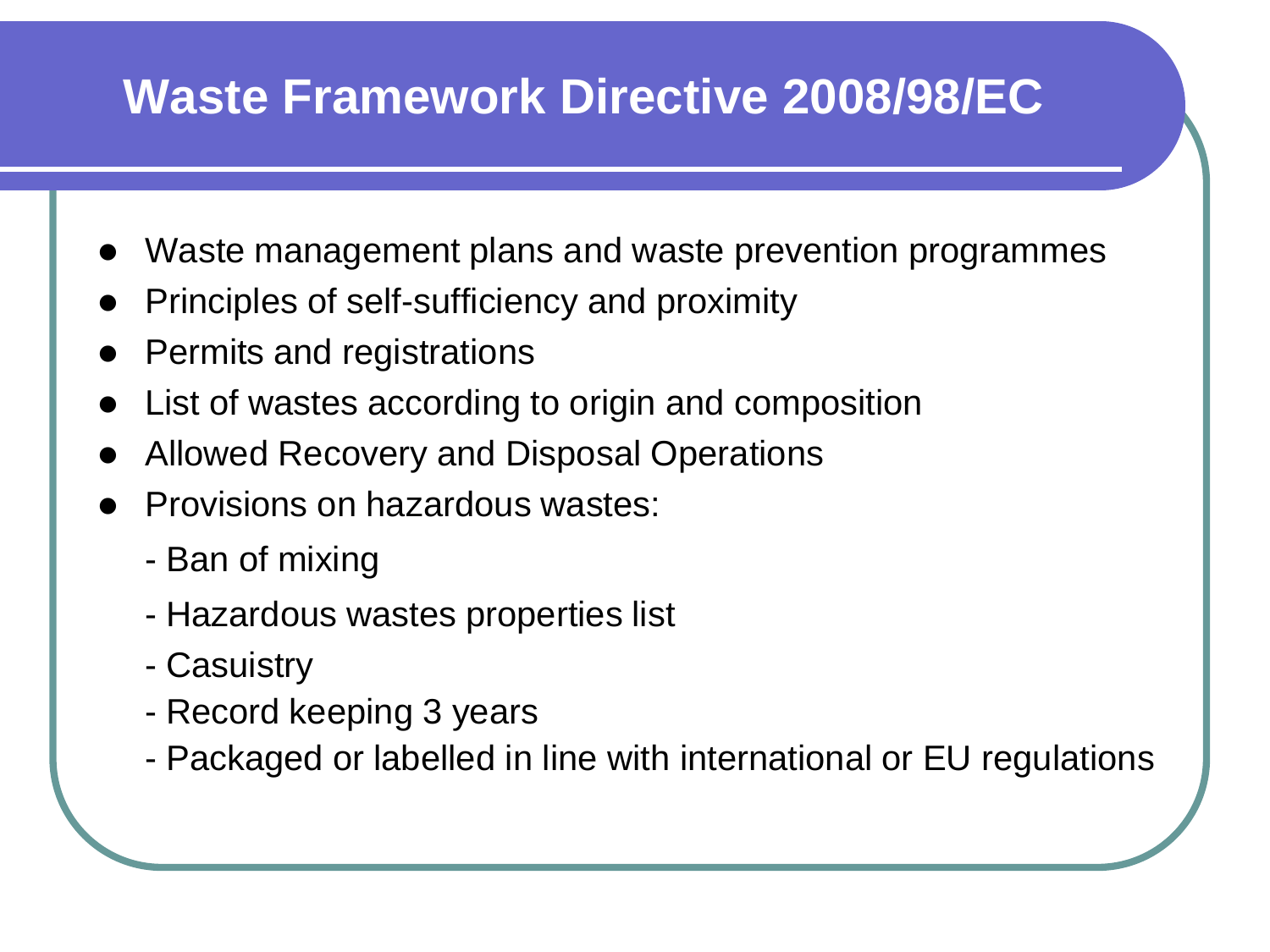# Waste Framework Directive 2008/98/EC

- Waste management plans and waste prevention programmes
- Principles of self-sufficiency and proximity
- Permits and registrations
- List of wastes according to origin and composition
- Allowed Recovery and Disposal Operations
- Provisions on hazardous wastes:
  - Ban of mixing
  - Hazardous wastes properties list
  - Casuistry
  - Record keeping 3 years
  - Packaged or labelled in line with international or EU regulations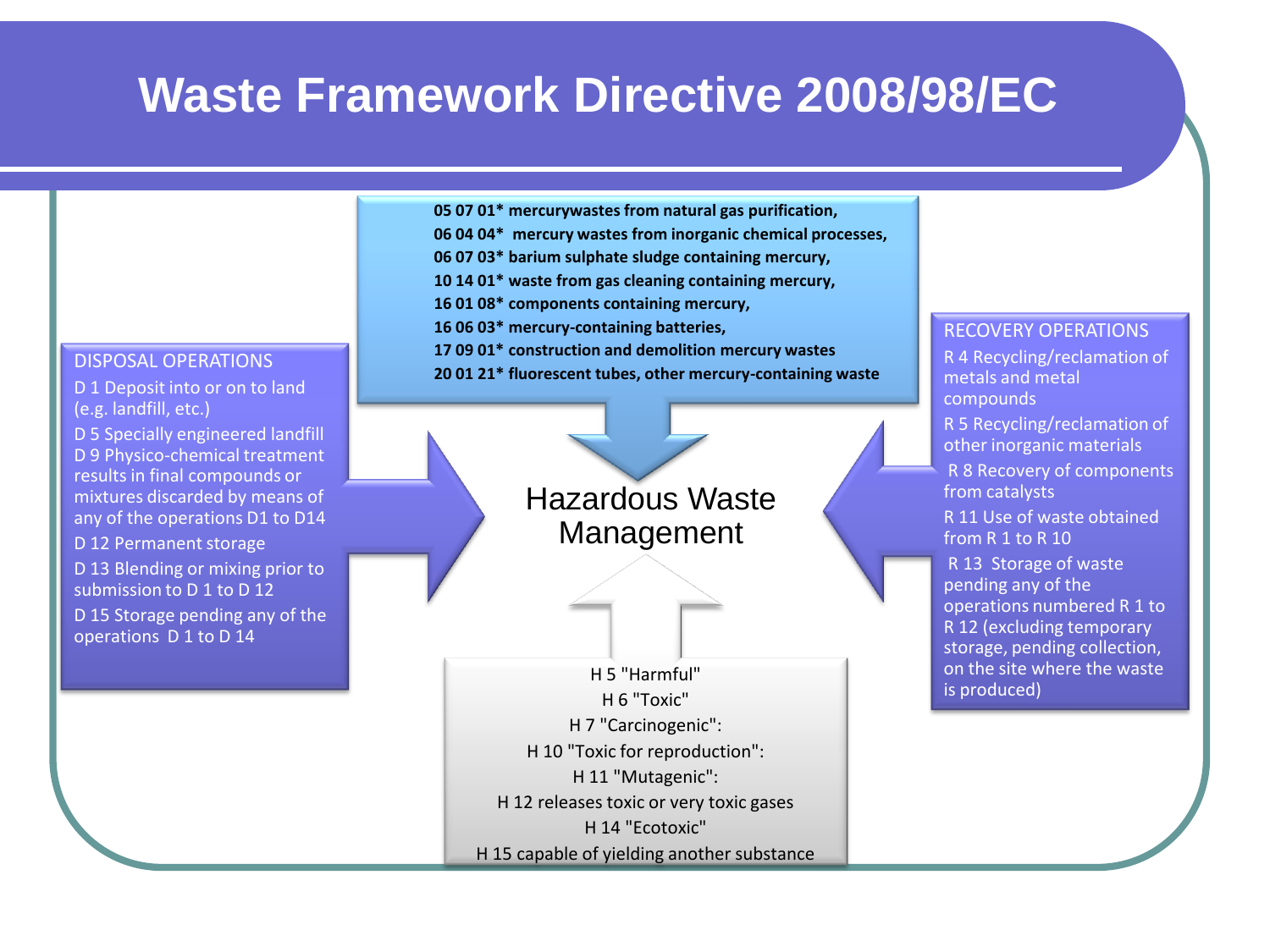# Waste Framework Directive 2008/98/EC

**05 07 01* mercurywastes from natural gas purification,**
**06 04 04* mercury wastes from inorganic chemical processes,**
**06 07 03* barium sulphate sludge containing mercury,**
**10 14 01* waste from gas cleaning containing mercury,**
**16 01 08* components containing mercury,**
**16 06 03* mercury-containing batteries,**
**17 09 01* construction and demolition mercury wastes**
**20 01 21* fluorescent tubes, other mercury-containing waste**

## DISPOSAL OPERATIONS

D 1 Deposit into or on to land (e.g. landfill, etc.)

D 5 Specially engineered landfill

D 9 Physico-chemical treatment results in final compounds or mixtures discarded by means of any of the operations D1 to D14

D 12 Permanent storage

D 13 Blending or mixing prior to submission to D 1 to D 12

D 15 Storage pending any of the operations D 1 to D 14

## Hazardous Waste Management

## RECOVERY OPERATIONS

R 4 Recycling/reclamation of metals and metal compounds

R 5 Recycling/reclamation of other inorganic materials

R 8 Recovery of components from catalysts

R 11 Use of waste obtained from R 1 to R 10

R 13 Storage of waste pending any of the operations numbered R 1 to R 12 (excluding temporary storage, pending collection, on the site where the waste is produced)

H 5 "Harmful"
H 6 "Toxic"
H 7 "Carcinogenic":
H 10 "Toxic for reproduction":
H 11 "Mutagenic":
H 12 releases toxic or very toxic gases
H 14 "Ecotoxic"
H 15 capable of yielding another substance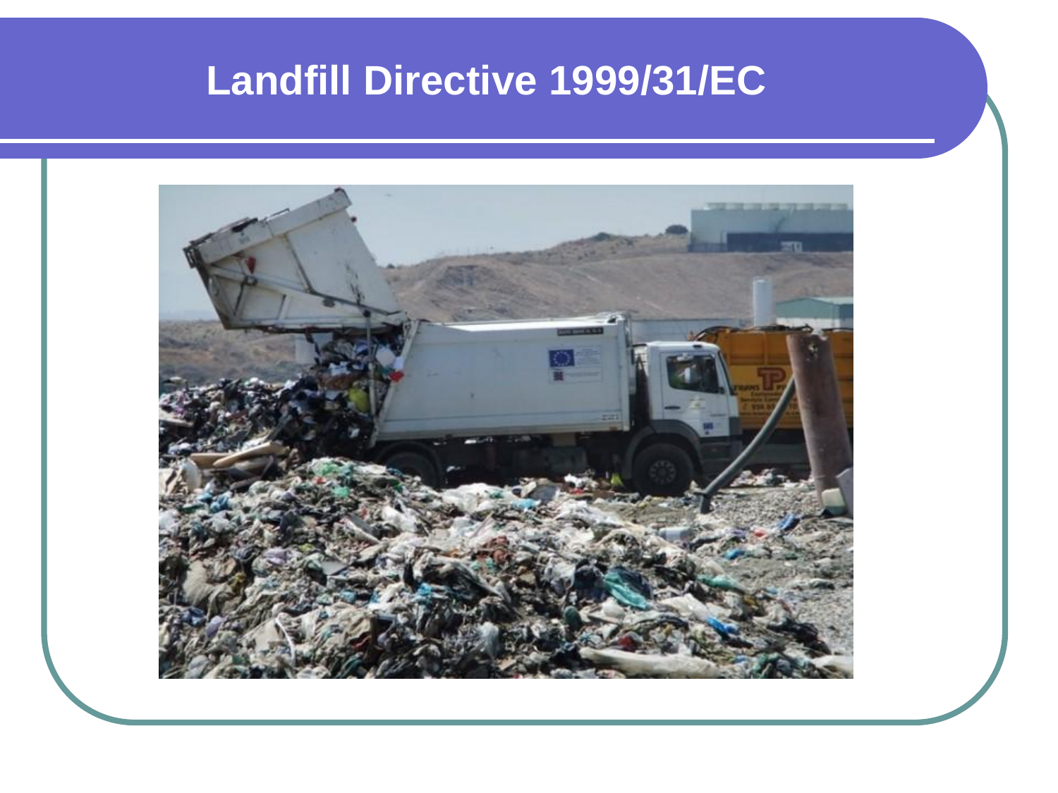# Landfill Directive 1999/31/EC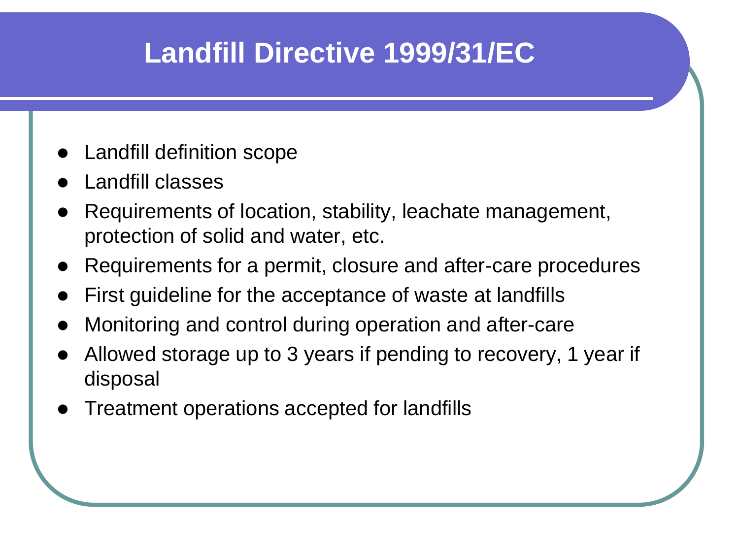# Landfill Directive 1999/31/EC

- Landfill definition scope
- Landfill classes
- Requirements of location, stability, leachate management, protection of solid and water, etc.
- Requirements for a permit, closure and after-care procedures
- First guideline for the acceptance of waste at landfills
- Monitoring and control during operation and after-care
- Allowed storage up to 3 years if pending to recovery, 1 year if disposal
- Treatment operations accepted for landfills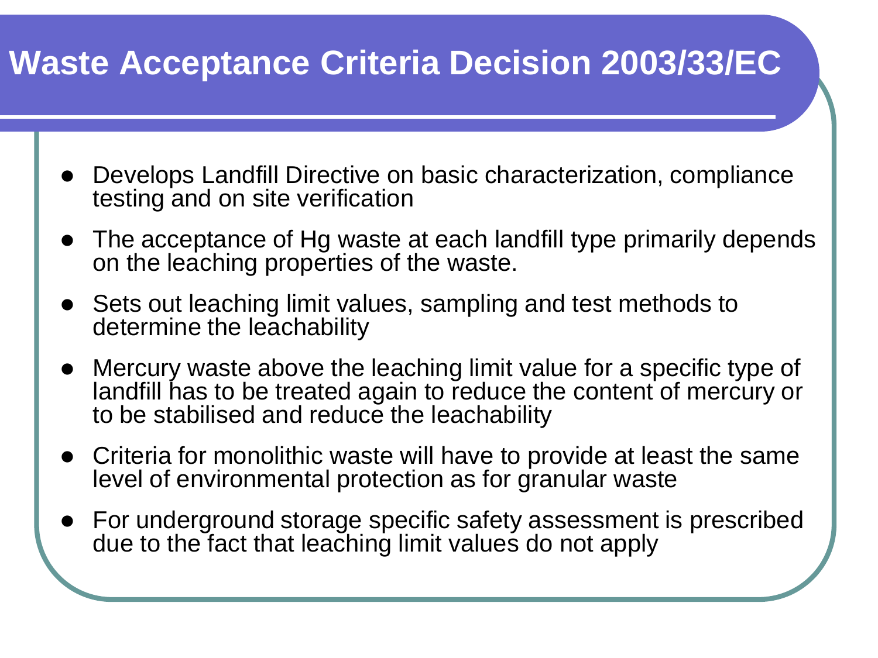# Waste Acceptance Criteria Decision 2003/33/EC

- Develops Landfill Directive on basic characterization, compliance testing and on site verification
- The acceptance of Hg waste at each landfill type primarily depends on the leaching properties of the waste.
- Sets out leaching limit values, sampling and test methods to determine the leachability
- Mercury waste above the leaching limit value for a specific type of landfill has to be treated again to reduce the content of mercury or to be stabilised and reduce the leachability
- Criteria for monolithic waste will have to provide at least the same level of environmental protection as for granular waste
- For underground storage specific safety assessment is prescribed due to the fact that leaching limit values do not apply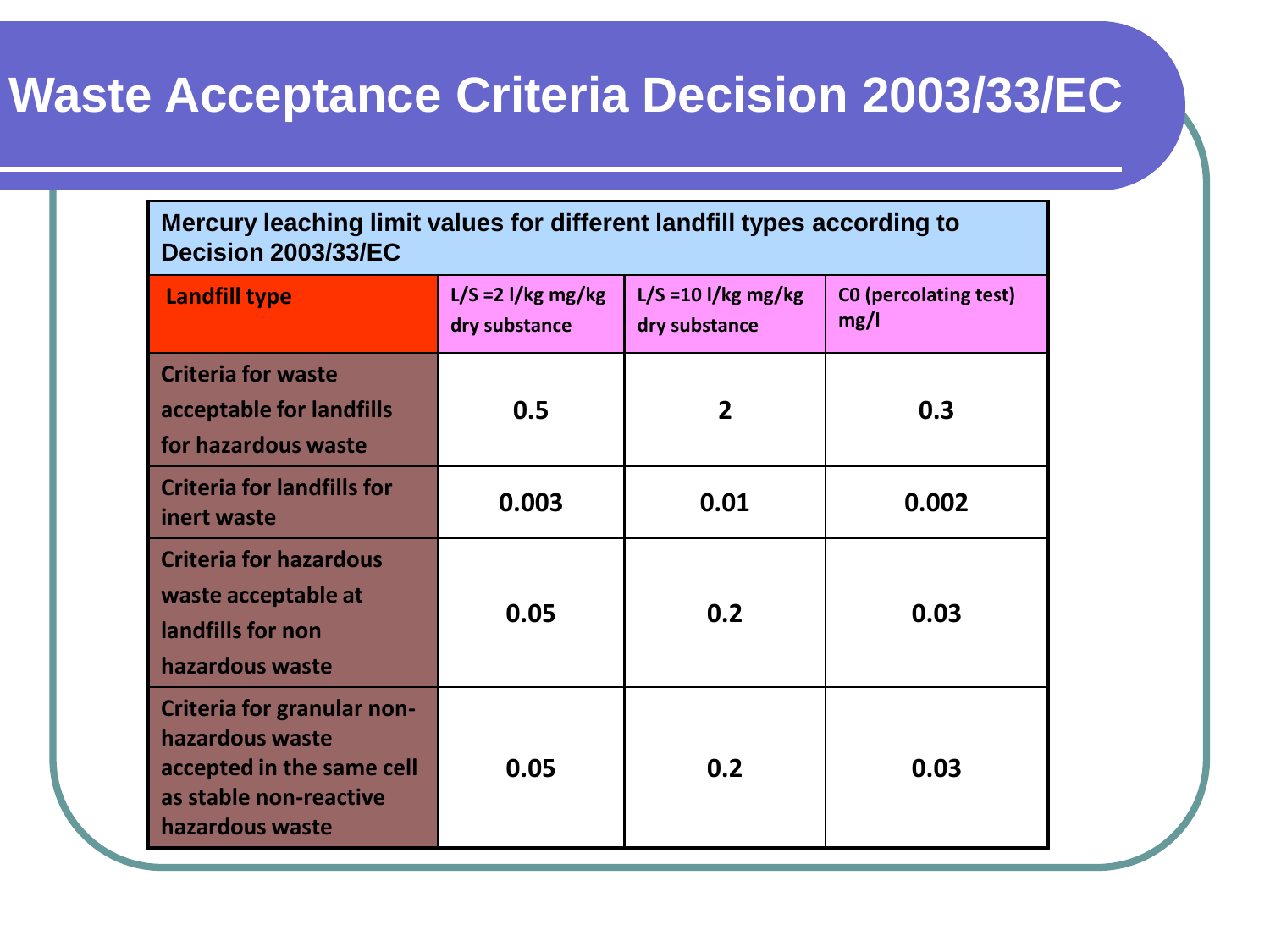# Waste Acceptance Criteria Decision 2003/33/EC

**Mercury leaching limit values for different landfill types according to Decision 2003/33/EC**

| Landfill type | L/S =2 l/kg mg/kg dry substance | L/S =10 l/kg mg/kg dry substance | C0 (percolating test) mg/l |
|---|---|---|---|
| Criteria for waste acceptable for landfills for hazardous waste | 0.5 | 2 | 0.3 |
| Criteria for landfills for inert waste | 0.003 | 0.01 | 0.002 |
| Criteria for hazardous waste acceptable at landfills for non hazardous waste | 0.05 | 0.2 | 0.03 |
| Criteria for granular non-hazardous waste accepted in the same cell as stable non-reactive hazardous waste | 0.05 | 0.2 | 0.03 |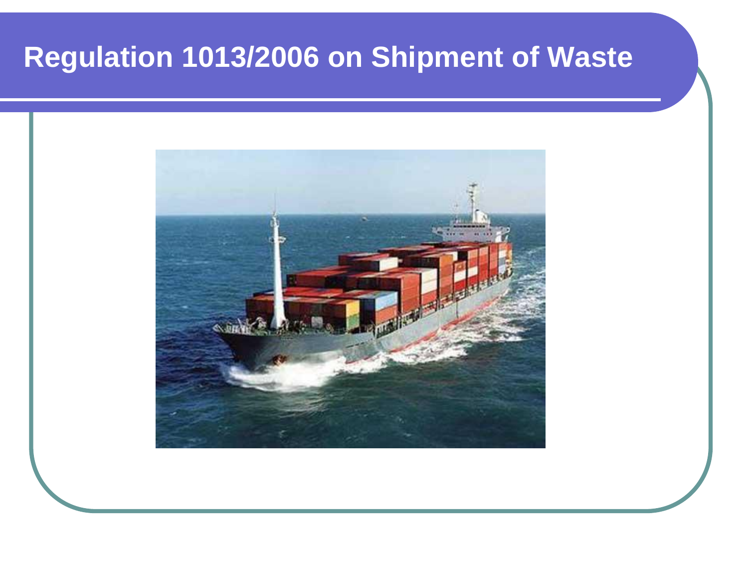# Regulation 1013/2006 on Shipment of Waste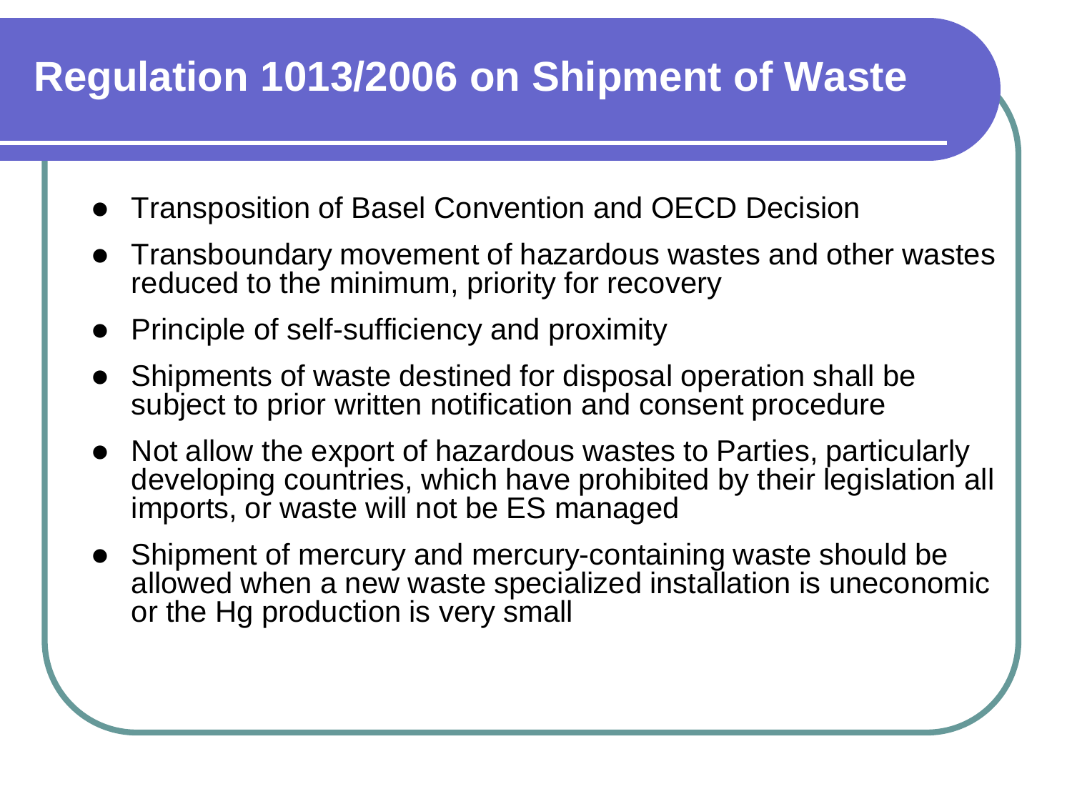# Regulation 1013/2006 on Shipment of Waste

- Transposition of Basel Convention and OECD Decision
- Transboundary movement of hazardous wastes and other wastes reduced to the minimum, priority for recovery
- Principle of self-sufficiency and proximity
- Shipments of waste destined for disposal operation shall be subject to prior written notification and consent procedure
- Not allow the export of hazardous wastes to Parties, particularly developing countries, which have prohibited by their legislation all imports, or waste will not be ES managed
- Shipment of mercury and mercury-containing waste should be allowed when a new waste specialized installation is uneconomic or the Hg production is very small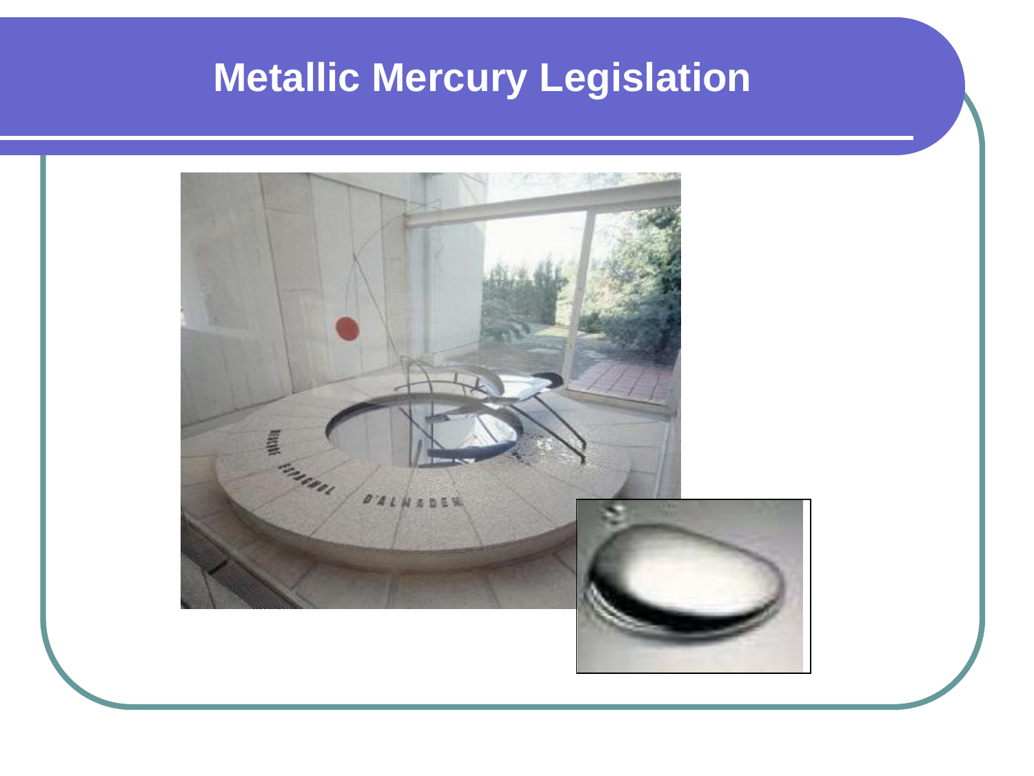# Metallic Mercury Legislation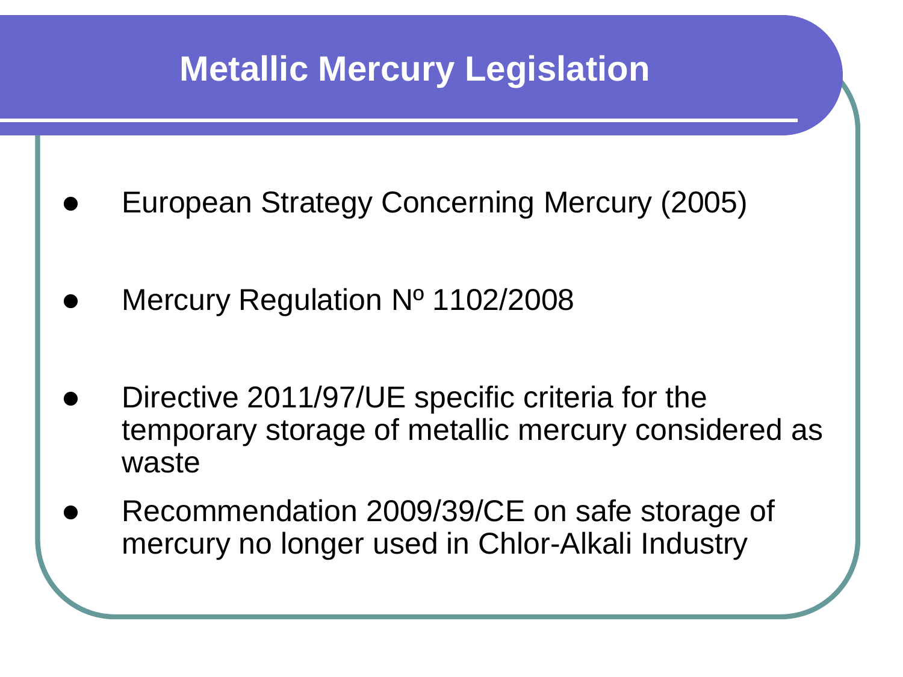# Metallic Mercury Legislation

- European Strategy Concerning Mercury (2005)
- Mercury Regulation Nº 1102/2008
- Directive 2011/97/UE specific criteria for the temporary storage of metallic mercury considered as waste
- Recommendation 2009/39/CE on safe storage of mercury no longer used in Chlor-Alkali Industry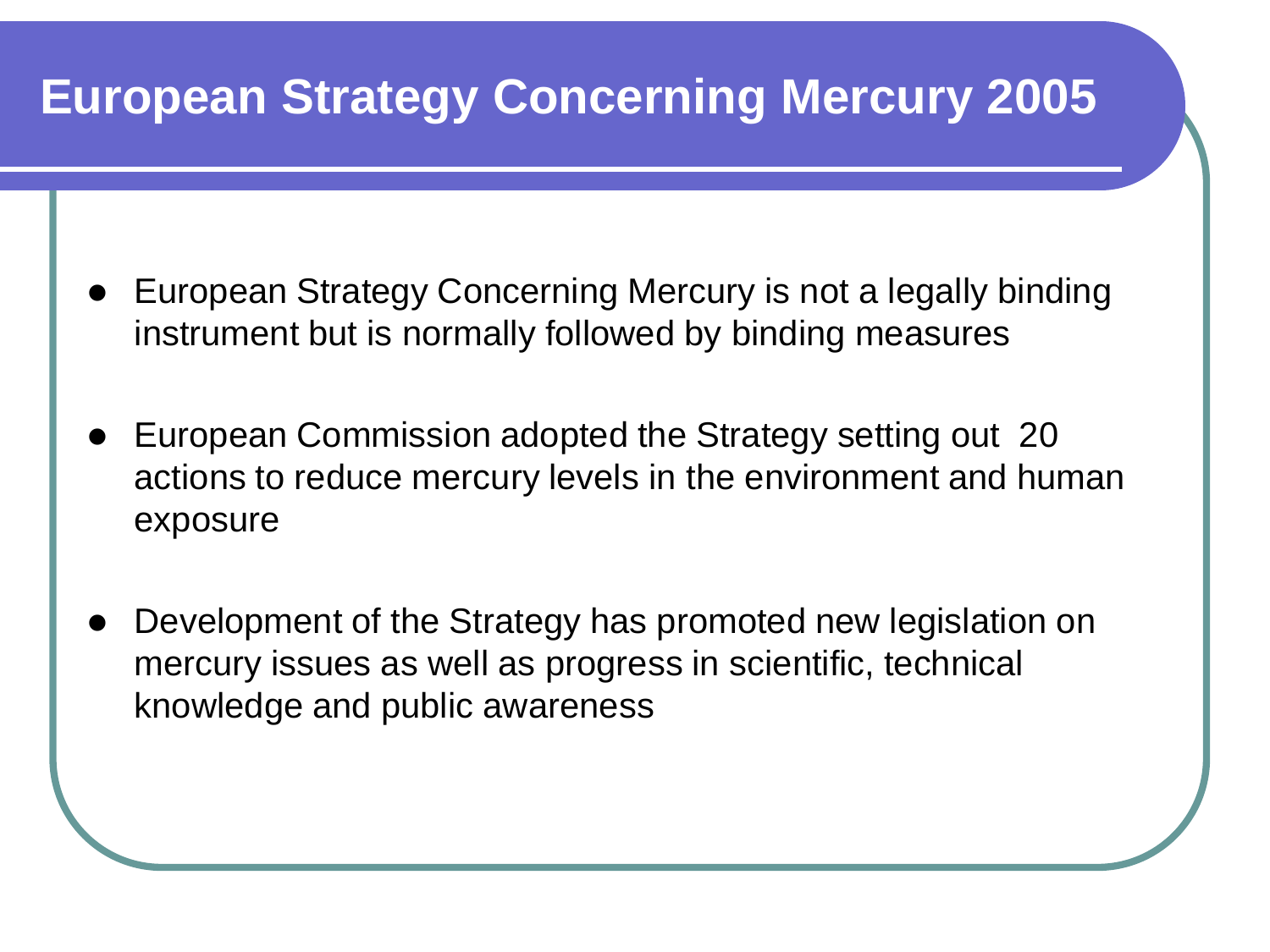# European Strategy Concerning Mercury 2005

- European Strategy Concerning Mercury is not a legally binding instrument but is normally followed by binding measures
- European Commission adopted the Strategy setting out 20 actions to reduce mercury levels in the environment and human exposure
- Development of the Strategy has promoted new legislation on mercury issues as well as progress in scientific, technical knowledge and public awareness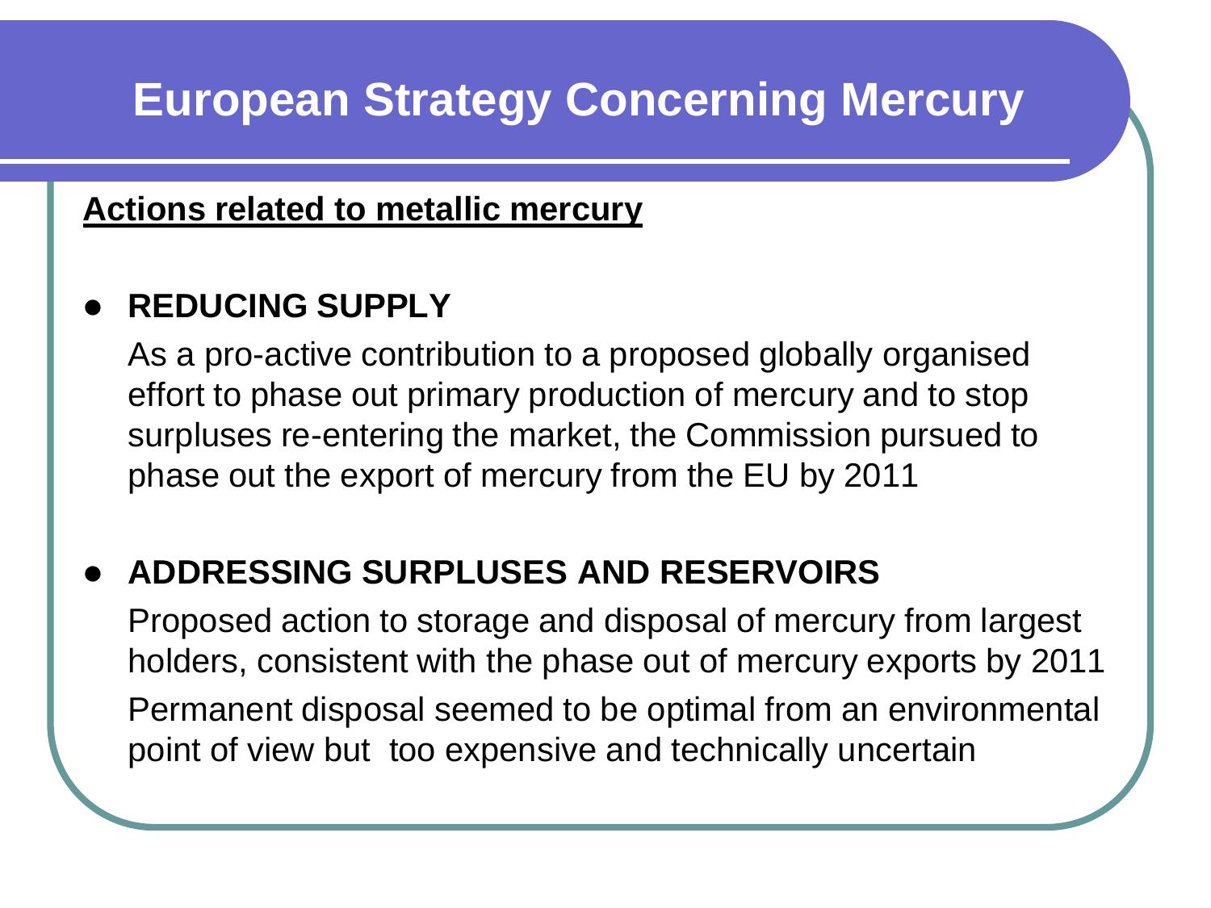# European Strategy Concerning Mercury

**Actions related to metallic mercury**

- **REDUCING SUPPLY**

  As a pro-active contribution to a proposed globally organised effort to phase out primary production of mercury and to stop surpluses re-entering the market, the Commission pursued to phase out the export of mercury from the EU by 2011

- **ADDRESSING SURPLUSES AND RESERVOIRS**

  Proposed action to storage and disposal of mercury from largest holders, consistent with the phase out of mercury exports by 2011

  Permanent disposal seemed to be optimal from an environmental point of view but too expensive and technically uncertain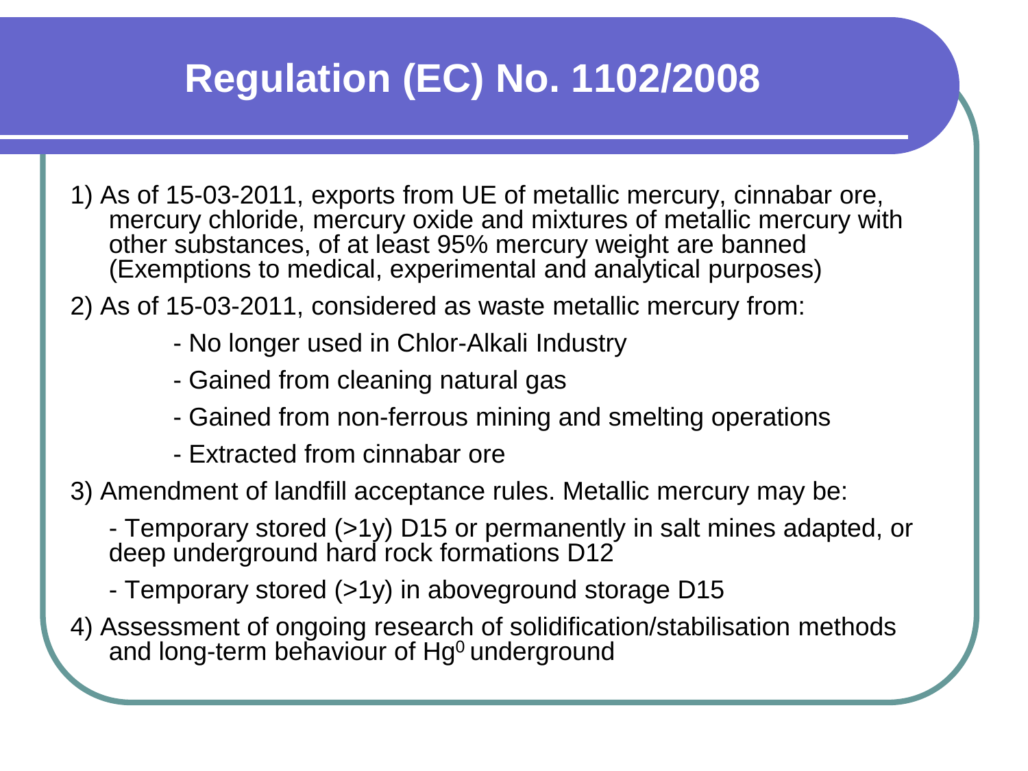# Regulation (EC) No. 1102/2008

1) As of 15-03-2011, exports from UE of metallic mercury, cinnabar ore, mercury chloride, mercury oxide and mixtures of metallic mercury with other substances, of at least 95% mercury weight are banned (Exemptions to medical, experimental and analytical purposes)

2) As of 15-03-2011, considered as waste metallic mercury from:

- No longer used in Chlor-Alkali Industry
- Gained from cleaning natural gas
- Gained from non-ferrous mining and smelting operations
- Extracted from cinnabar ore

3) Amendment of landfill acceptance rules. Metallic mercury may be:

- Temporary stored (>1y) D15 or permanently in salt mines adapted, or deep underground hard rock formations D12
- Temporary stored (>1y) in aboveground storage D15

4) Assessment of ongoing research of solidification/stabilisation methods and long-term behaviour of $Hg^0$ underground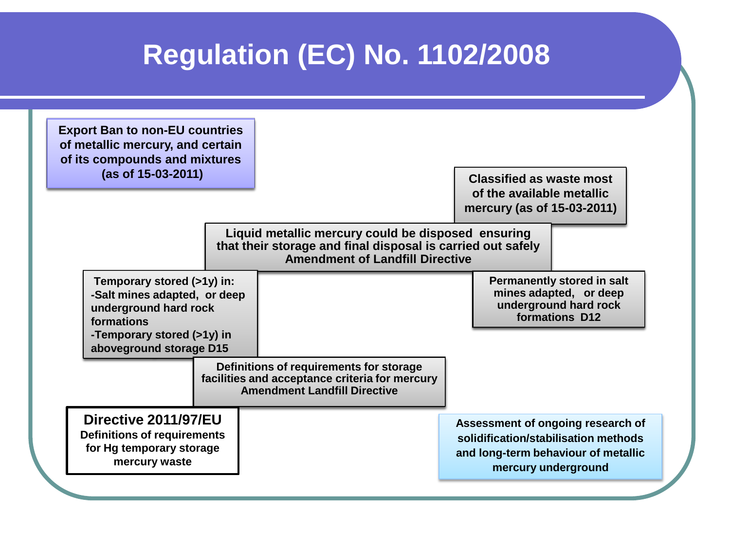# Regulation (EC) No. 1102/2008

**Export Ban to non-EU countries of metallic mercury, and certain of its compounds and mixtures (as of 15-03-2011)**

**Classified as waste most of the available metallic mercury (as of 15-03-2011)**

**Liquid metallic mercury could be disposed ensuring that their storage and final disposal is carried out safely Amendment of Landfill Directive**

**Temporary stored (>1y) in:**
- **Salt mines adapted, or deep underground hard rock formations**
- **Temporary stored (>1y) in aboveground storage D15**

**Permanently stored in salt mines adapted, or deep underground hard rock formations D12**

**Definitions of requirements for storage facilities and acceptance criteria for mercury Amendment Landfill Directive**

**Directive 2011/97/EU**
**Definitions of requirements for Hg temporary storage mercury waste**

**Assessment of ongoing research of solidification/stabilisation methods and long-term behaviour of metallic mercury underground**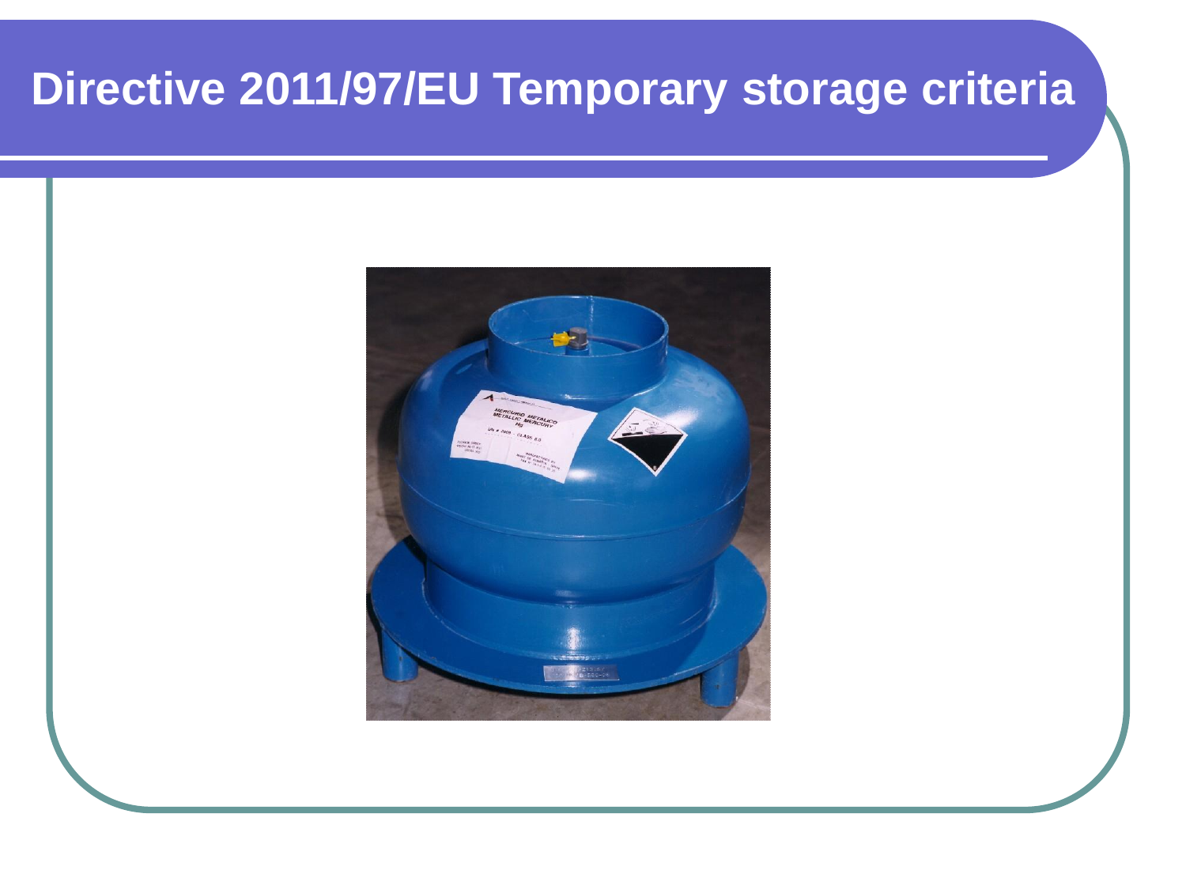# Directive 2011/97/EU Temporary storage criteria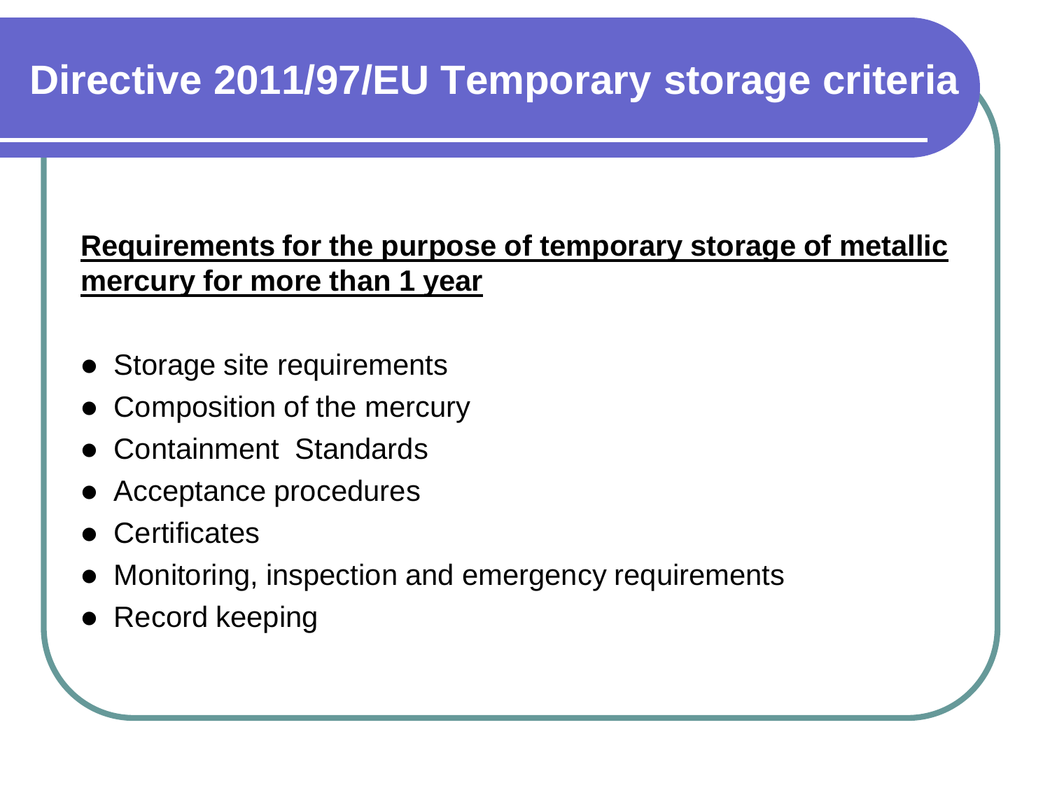# Directive 2011/97/EU Temporary storage criteria

**Requirements for the purpose of temporary storage of metallic mercury for more than 1 year**

- Storage site requirements
- Composition of the mercury
- Containment Standards
- Acceptance procedures
- Certificates
- Monitoring, inspection and emergency requirements
- Record keeping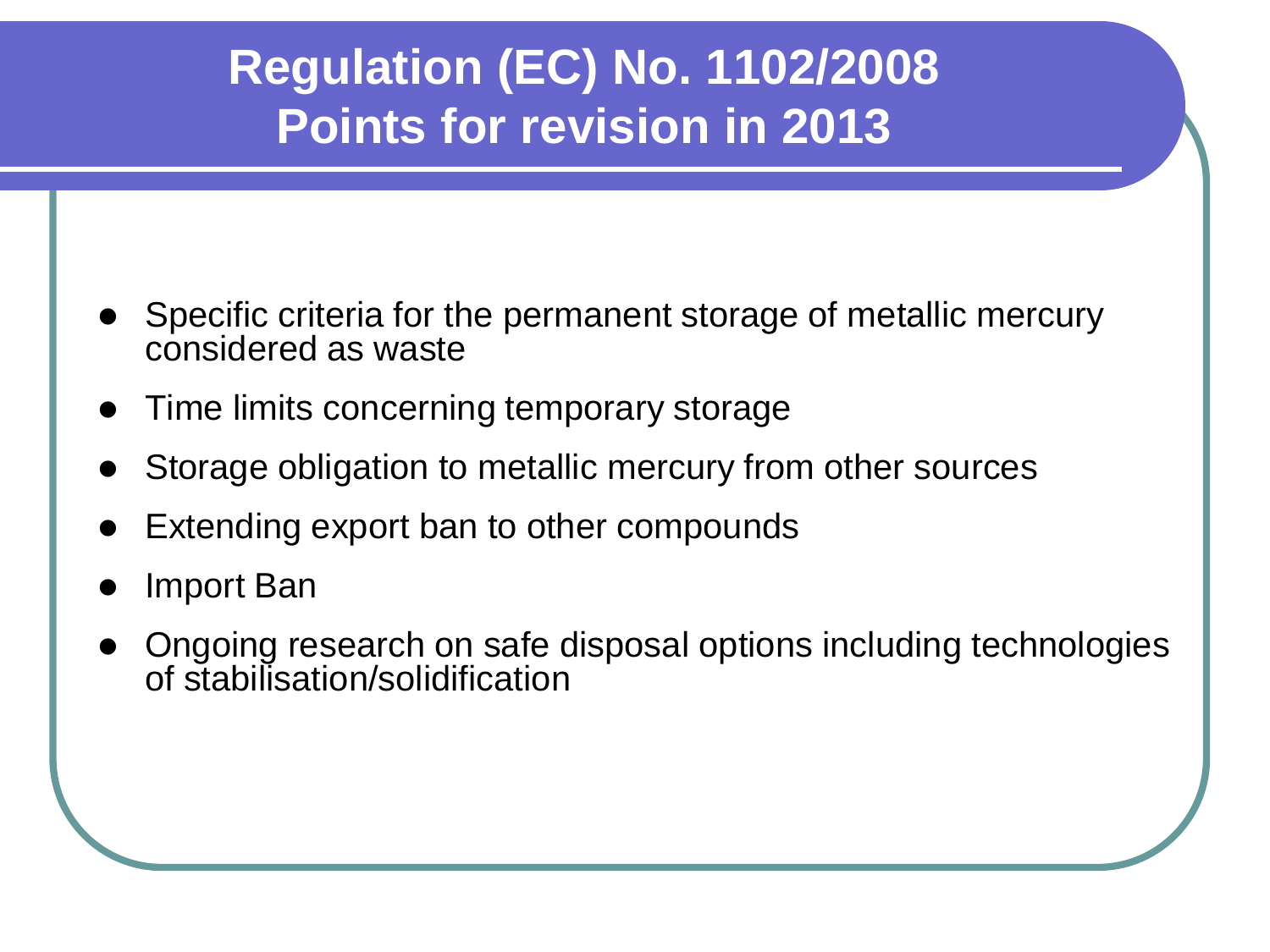# Regulation (EC) No. 1102/2008
# Points for revision in 2013

- Specific criteria for the permanent storage of metallic mercury considered as waste
- Time limits concerning temporary storage
- Storage obligation to metallic mercury from other sources
- Extending export ban to other compounds
- Import Ban
- Ongoing research on safe disposal options including technologies of stabilisation/solidification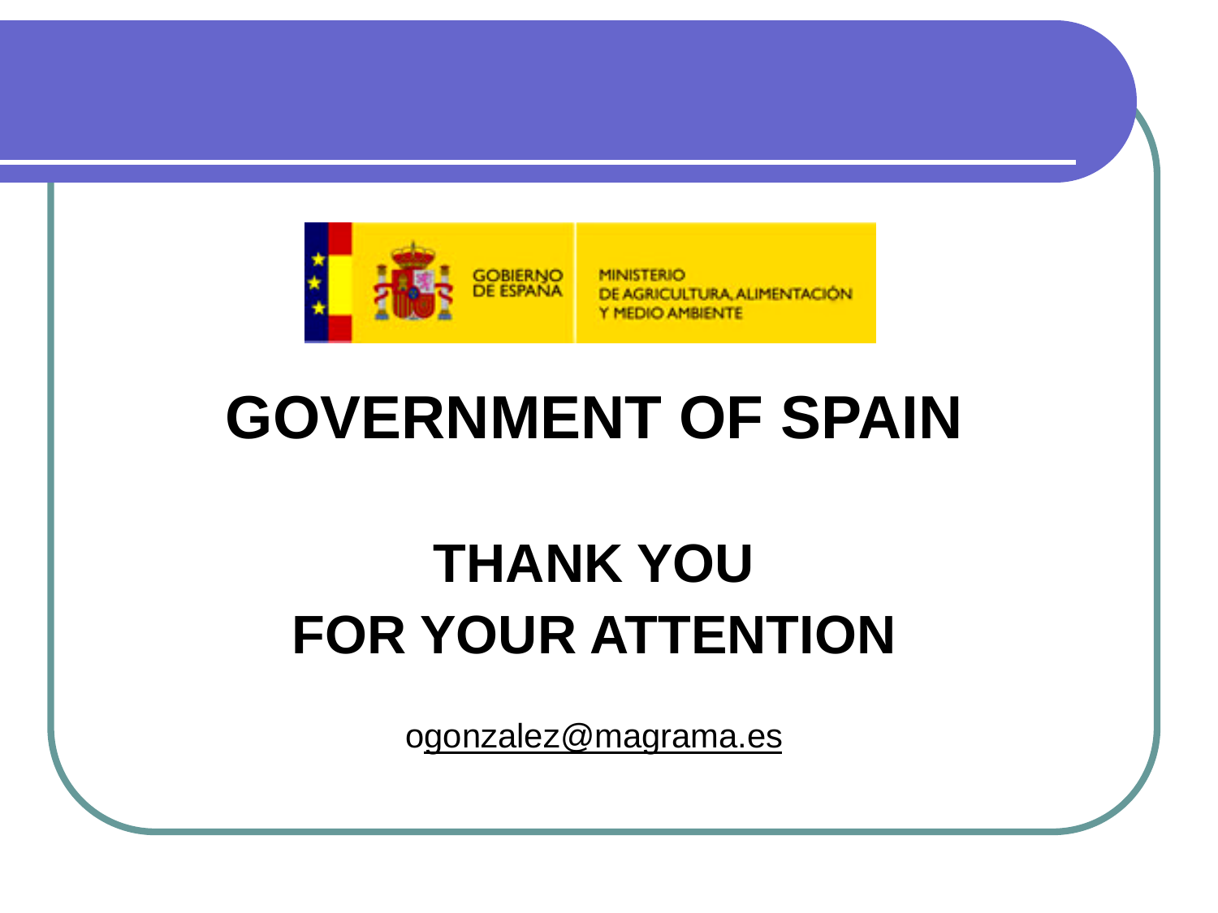GOBIERNO DE ESPAÑA

MINISTERIO DE AGRICULTURA, ALIMENTACIÓN Y MEDIO AMBIENTE

# GOVERNMENT OF SPAIN

## THANK YOU FOR YOUR ATTENTION

ogonzalez@magrama.es